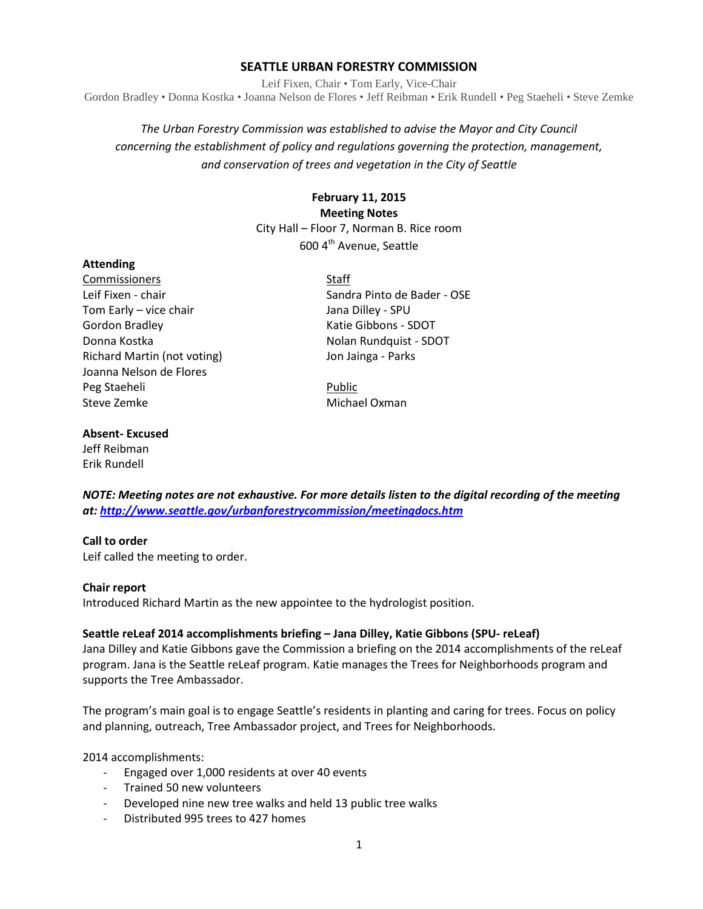# SEATTLE URBAN FORESTRY COMMISSION

Leif Fixen, Chair • Tom Early, Vice-Chair
Gordon Bradley • Donna Kostka • Joanna Nelson de Flores • Jeff Reibman • Erik Rundell • Peg Staeheli • Steve Zemke

*The Urban Forestry Commission was established to advise the Mayor and City Council concerning the establishment of policy and regulations governing the protection, management, and conservation of trees and vegetation in the City of Seattle*

**February 11, 2015**
**Meeting Notes**
City Hall – Floor 7, Norman B. Rice room
600 4th Avenue, Seattle

**Attending**

Commissioners
Leif Fixen - chair
Tom Early – vice chair
Gordon Bradley
Donna Kostka
Richard Martin (not voting)
Joanna Nelson de Flores
Peg Staeheli
Steve Zemke

Staff
Sandra Pinto de Bader - OSE
Jana Dilley - SPU
Katie Gibbons - SDOT
Nolan Rundquist - SDOT
Jon Jainga - Parks

Public
Michael Oxman

**Absent- Excused**
Jeff Reibman
Erik Rundell

***NOTE: Meeting notes are not exhaustive. For more details listen to the digital recording of the meeting at: http://www.seattle.gov/urbanforestrycommission/meetingdocs.htm***

**Call to order**
Leif called the meeting to order.

**Chair report**
Introduced Richard Martin as the new appointee to the hydrologist position.

**Seattle reLeaf 2014 accomplishments briefing – Jana Dilley, Katie Gibbons (SPU- reLeaf)**
Jana Dilley and Katie Gibbons gave the Commission a briefing on the 2014 accomplishments of the reLeaf program. Jana is the Seattle reLeaf program. Katie manages the Trees for Neighborhoods program and supports the Tree Ambassador.

The program's main goal is to engage Seattle's residents in planting and caring for trees. Focus on policy and planning, outreach, Tree Ambassador project, and Trees for Neighborhoods.

2014 accomplishments:

- Engaged over 1,000 residents at over 40 events
- Trained 50 new volunteers
- Developed nine new tree walks and held 13 public tree walks
- Distributed 995 trees to 427 homes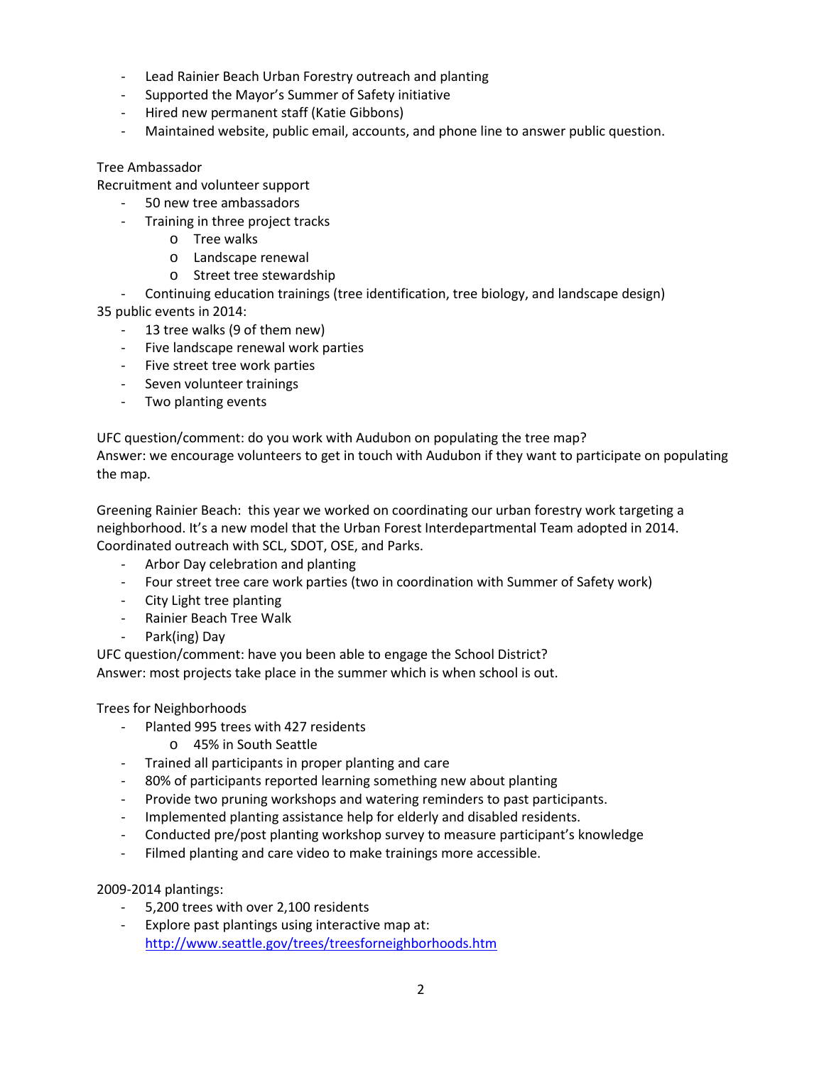- Lead Rainier Beach Urban Forestry outreach and planting
- Supported the Mayor's Summer of Safety initiative
- Hired new permanent staff (Katie Gibbons)
- Maintained website, public email, accounts, and phone line to answer public question.

Tree Ambassador
Recruitment and volunteer support

- 50 new tree ambassadors
- Training in three project tracks
    - Tree walks
    - Landscape renewal
    - Street tree stewardship
- Continuing education trainings (tree identification, tree biology, and landscape design)

35 public events in 2014:

- 13 tree walks (9 of them new)
- Five landscape renewal work parties
- Five street tree work parties
- Seven volunteer trainings
- Two planting events

UFC question/comment: do you work with Audubon on populating the tree map?
Answer: we encourage volunteers to get in touch with Audubon if they want to participate on populating the map.

Greening Rainier Beach: this year we worked on coordinating our urban forestry work targeting a neighborhood. It's a new model that the Urban Forest Interdepartmental Team adopted in 2014. Coordinated outreach with SCL, SDOT, OSE, and Parks.

- Arbor Day celebration and planting
- Four street tree care work parties (two in coordination with Summer of Safety work)
- City Light tree planting
- Rainier Beach Tree Walk
- Park(ing) Day

UFC question/comment: have you been able to engage the School District?
Answer: most projects take place in the summer which is when school is out.

Trees for Neighborhoods

- Planted 995 trees with 427 residents
    - 45% in South Seattle
- Trained all participants in proper planting and care
- 80% of participants reported learning something new about planting
- Provide two pruning workshops and watering reminders to past participants.
- Implemented planting assistance help for elderly and disabled residents.
- Conducted pre/post planting workshop survey to measure participant's knowledge
- Filmed planting and care video to make trainings more accessible.

2009-2014 plantings:

- 5,200 trees with over 2,100 residents
- Explore past plantings using interactive map at: http://www.seattle.gov/trees/treesforneighborhoods.htm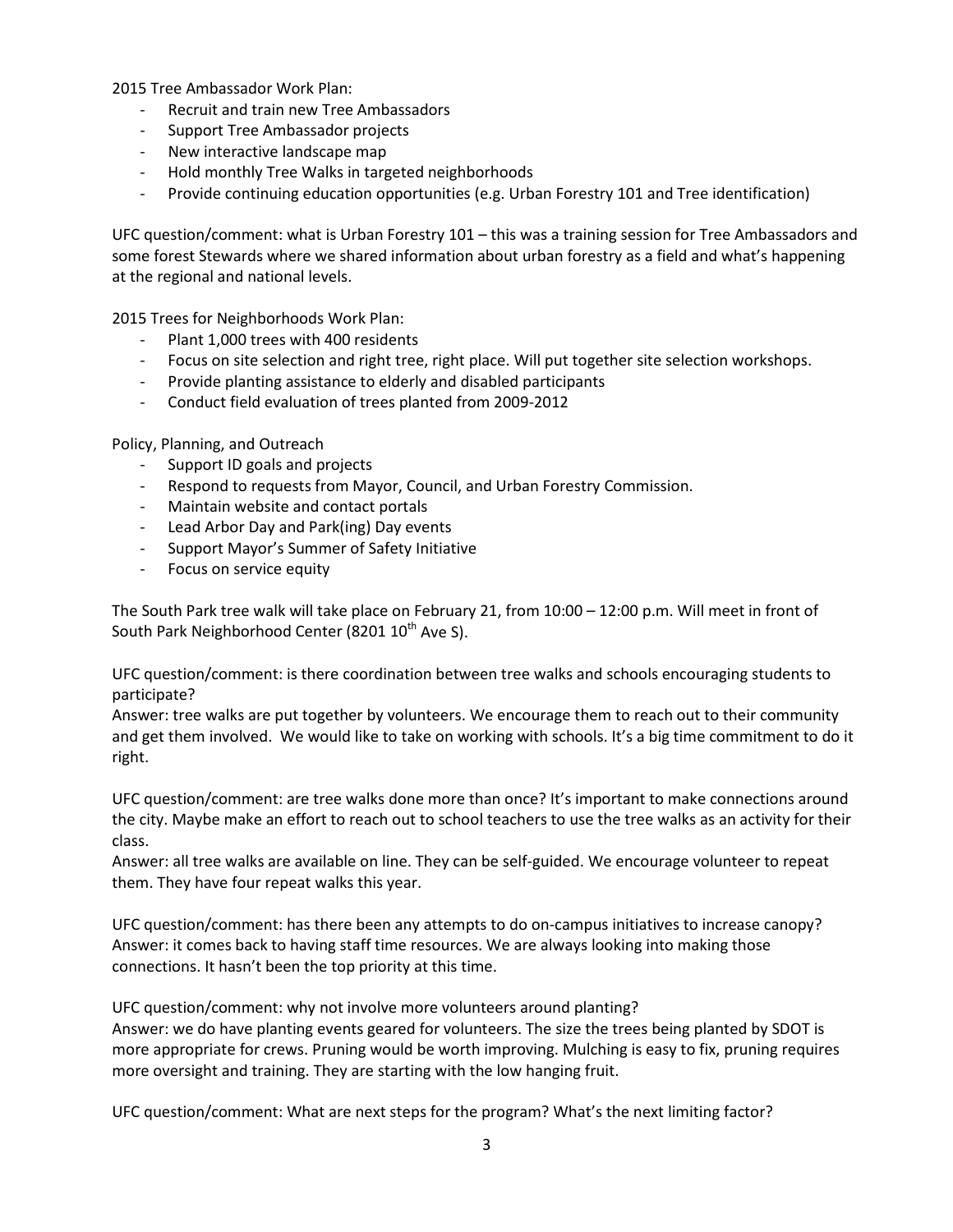2015 Tree Ambassador Work Plan:

- Recruit and train new Tree Ambassadors
- Support Tree Ambassador projects
- New interactive landscape map
- Hold monthly Tree Walks in targeted neighborhoods
- Provide continuing education opportunities (e.g. Urban Forestry 101 and Tree identification)

UFC question/comment: what is Urban Forestry 101 – this was a training session for Tree Ambassadors and some forest Stewards where we shared information about urban forestry as a field and what's happening at the regional and national levels.

2015 Trees for Neighborhoods Work Plan:

- Plant 1,000 trees with 400 residents
- Focus on site selection and right tree, right place. Will put together site selection workshops.
- Provide planting assistance to elderly and disabled participants
- Conduct field evaluation of trees planted from 2009-2012

Policy, Planning, and Outreach

- Support ID goals and projects
- Respond to requests from Mayor, Council, and Urban Forestry Commission.
- Maintain website and contact portals
- Lead Arbor Day and Park(ing) Day events
- Support Mayor's Summer of Safety Initiative
- Focus on service equity

The South Park tree walk will take place on February 21, from 10:00 – 12:00 p.m. Will meet in front of South Park Neighborhood Center (8201 10th Ave S).

UFC question/comment: is there coordination between tree walks and schools encouraging students to participate?
Answer: tree walks are put together by volunteers. We encourage them to reach out to their community and get them involved. We would like to take on working with schools. It's a big time commitment to do it right.

UFC question/comment: are tree walks done more than once? It's important to make connections around the city. Maybe make an effort to reach out to school teachers to use the tree walks as an activity for their class.
Answer: all tree walks are available on line. They can be self-guided. We encourage volunteer to repeat them. They have four repeat walks this year.

UFC question/comment: has there been any attempts to do on-campus initiatives to increase canopy?
Answer: it comes back to having staff time resources. We are always looking into making those connections. It hasn't been the top priority at this time.

UFC question/comment: why not involve more volunteers around planting?
Answer: we do have planting events geared for volunteers. The size the trees being planted by SDOT is more appropriate for crews. Pruning would be worth improving. Mulching is easy to fix, pruning requires more oversight and training. They are starting with the low hanging fruit.

UFC question/comment: What are next steps for the program? What's the next limiting factor?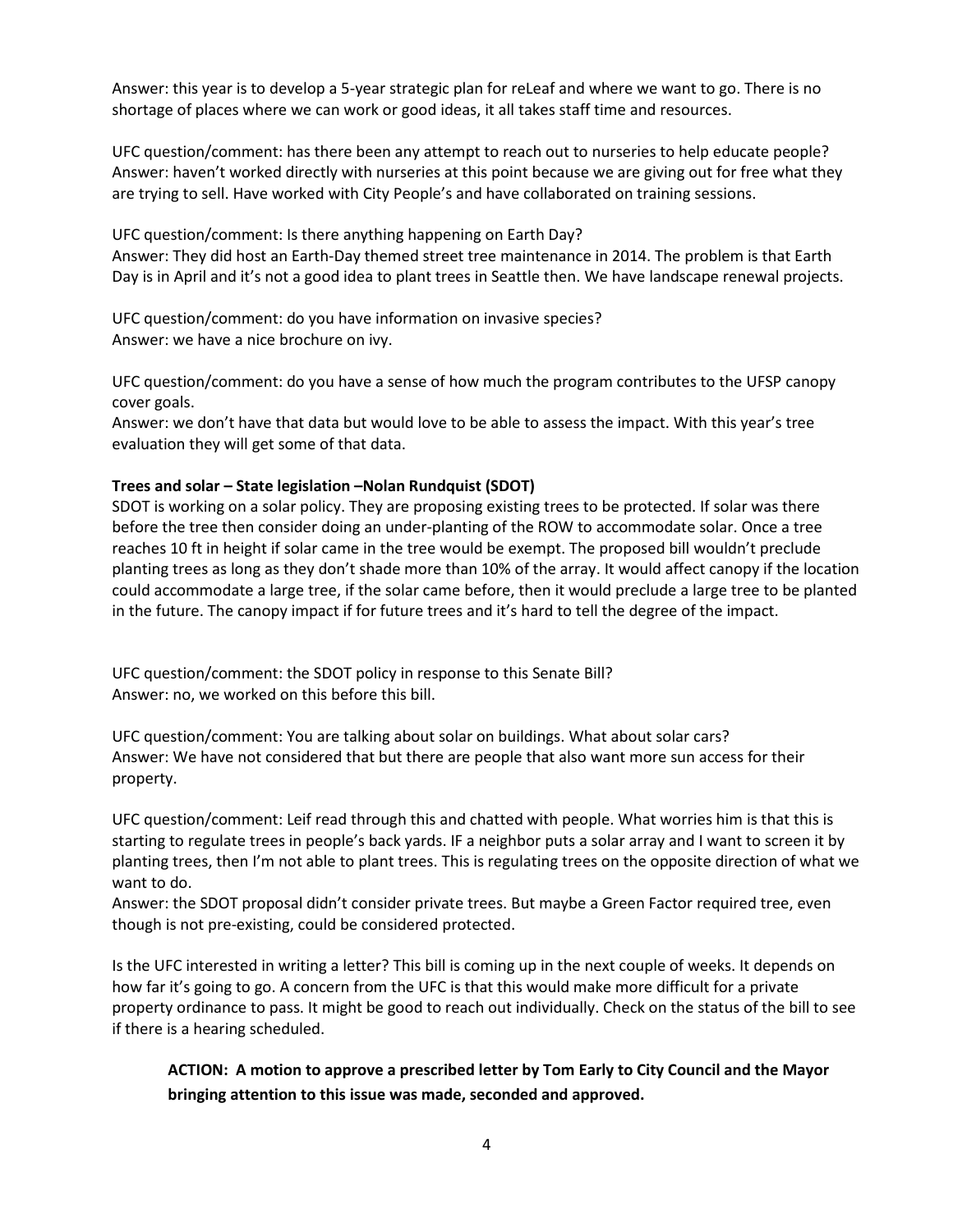Answer: this year is to develop a 5-year strategic plan for reLeaf and where we want to go. There is no shortage of places where we can work or good ideas, it all takes staff time and resources.

UFC question/comment: has there been any attempt to reach out to nurseries to help educate people?
Answer: haven't worked directly with nurseries at this point because we are giving out for free what they are trying to sell. Have worked with City People's and have collaborated on training sessions.

UFC question/comment: Is there anything happening on Earth Day?
Answer: They did host an Earth-Day themed street tree maintenance in 2014. The problem is that Earth Day is in April and it's not a good idea to plant trees in Seattle then. We have landscape renewal projects.

UFC question/comment: do you have information on invasive species?
Answer: we have a nice brochure on ivy.

UFC question/comment: do you have a sense of how much the program contributes to the UFSP canopy cover goals.
Answer: we don't have that data but would love to be able to assess the impact. With this year's tree evaluation they will get some of that data.

**Trees and solar – State legislation –Nolan Rundquist (SDOT)**
SDOT is working on a solar policy. They are proposing existing trees to be protected. If solar was there before the tree then consider doing an under-planting of the ROW to accommodate solar. Once a tree reaches 10 ft in height if solar came in the tree would be exempt. The proposed bill wouldn't preclude planting trees as long as they don't shade more than 10% of the array. It would affect canopy if the location could accommodate a large tree, if the solar came before, then it would preclude a large tree to be planted in the future. The canopy impact if for future trees and it's hard to tell the degree of the impact.

UFC question/comment: the SDOT policy in response to this Senate Bill?
Answer: no, we worked on this before this bill.

UFC question/comment: You are talking about solar on buildings. What about solar cars?
Answer: We have not considered that but there are people that also want more sun access for their property.

UFC question/comment: Leif read through this and chatted with people. What worries him is that this is starting to regulate trees in people's back yards. IF a neighbor puts a solar array and I want to screen it by planting trees, then I'm not able to plant trees. This is regulating trees on the opposite direction of what we want to do.
Answer: the SDOT proposal didn't consider private trees. But maybe a Green Factor required tree, even though is not pre-existing, could be considered protected.

Is the UFC interested in writing a letter? This bill is coming up in the next couple of weeks. It depends on how far it's going to go. A concern from the UFC is that this would make more difficult for a private property ordinance to pass. It might be good to reach out individually. Check on the status of the bill to see if there is a hearing scheduled.

**ACTION: A motion to approve a prescribed letter by Tom Early to City Council and the Mayor bringing attention to this issue was made, seconded and approved.**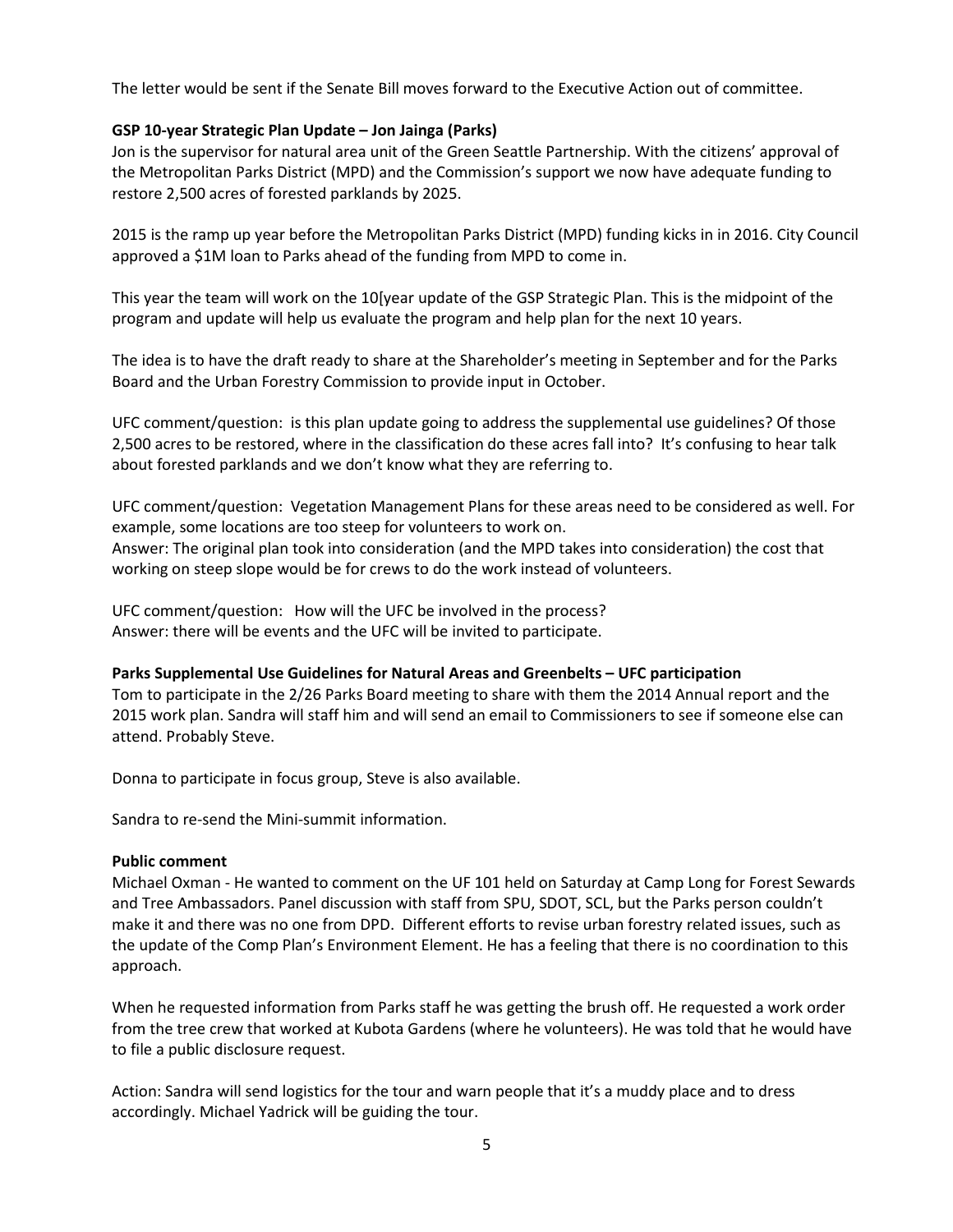The letter would be sent if the Senate Bill moves forward to the Executive Action out of committee.

**GSP 10-year Strategic Plan Update – Jon Jainga (Parks)**

Jon is the supervisor for natural area unit of the Green Seattle Partnership. With the citizens' approval of the Metropolitan Parks District (MPD) and the Commission's support we now have adequate funding to restore 2,500 acres of forested parklands by 2025.

2015 is the ramp up year before the Metropolitan Parks District (MPD) funding kicks in in 2016. City Council approved a $1M loan to Parks ahead of the funding from MPD to come in.

This year the team will work on the 10[year update of the GSP Strategic Plan. This is the midpoint of the program and update will help us evaluate the program and help plan for the next 10 years.

The idea is to have the draft ready to share at the Shareholder's meeting in September and for the Parks Board and the Urban Forestry Commission to provide input in October.

UFC comment/question: is this plan update going to address the supplemental use guidelines? Of those 2,500 acres to be restored, where in the classification do these acres fall into? It's confusing to hear talk about forested parklands and we don't know what they are referring to.

UFC comment/question: Vegetation Management Plans for these areas need to be considered as well. For example, some locations are too steep for volunteers to work on.
Answer: The original plan took into consideration (and the MPD takes into consideration) the cost that working on steep slope would be for crews to do the work instead of volunteers.

UFC comment/question: How will the UFC be involved in the process?
Answer: there will be events and the UFC will be invited to participate.

**Parks Supplemental Use Guidelines for Natural Areas and Greenbelts – UFC participation**

Tom to participate in the 2/26 Parks Board meeting to share with them the 2014 Annual report and the 2015 work plan. Sandra will staff him and will send an email to Commissioners to see if someone else can attend. Probably Steve.

Donna to participate in focus group, Steve is also available.

Sandra to re-send the Mini-summit information.

**Public comment**

Michael Oxman - He wanted to comment on the UF 101 held on Saturday at Camp Long for Forest Sewards and Tree Ambassadors. Panel discussion with staff from SPU, SDOT, SCL, but the Parks person couldn't make it and there was no one from DPD. Different efforts to revise urban forestry related issues, such as the update of the Comp Plan's Environment Element. He has a feeling that there is no coordination to this approach.

When he requested information from Parks staff he was getting the brush off. He requested a work order from the tree crew that worked at Kubota Gardens (where he volunteers). He was told that he would have to file a public disclosure request.

Action: Sandra will send logistics for the tour and warn people that it's a muddy place and to dress accordingly. Michael Yadrick will be guiding the tour.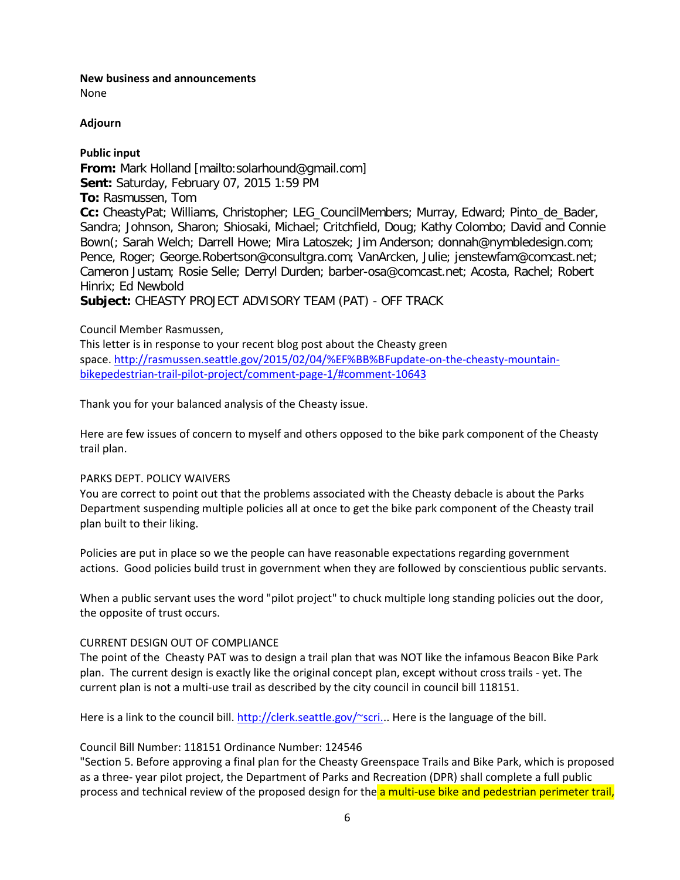**New business and announcements**

None

**Adjourn**

**Public input**

**From:** Mark Holland [mailto:solarhound@gmail.com]
**Sent:** Saturday, February 07, 2015 1:59 PM
**To:** Rasmussen, Tom
**Cc:** CheastyPat; Williams, Christopher; LEG_CouncilMembers; Murray, Edward; Pinto_de_Bader, Sandra; Johnson, Sharon; Shiosaki, Michael; Critchfield, Doug; Kathy Colombo; David and Connie Bown(; Sarah Welch; Darrell Howe; Mira Latoszek; Jim Anderson; donnah@nymbledesign.com; Pence, Roger; George.Robertson@consultgra.com; VanArcken, Julie; jenstewfam@comcast.net; Cameron Justam; Rosie Selle; Derryl Durden; barber-osa@comcast.net; Acosta, Rachel; Robert Hinrix; Ed Newbold
**Subject:** CHEASTY PROJECT ADVISORY TEAM (PAT) - OFF TRACK

Council Member Rasmussen,

This letter is in response to your recent blog post about the Cheasty green space. http://rasmussen.seattle.gov/2015/02/04/%EF%BB%BFupdate-on-the-cheasty-mountain-bikepedestrian-trail-pilot-project/comment-page-1/#comment-10643

Thank you for your balanced analysis of the Cheasty issue.

Here are few issues of concern to myself and others opposed to the bike park component of the Cheasty trail plan.

PARKS DEPT. POLICY WAIVERS

You are correct to point out that the problems associated with the Cheasty debacle is about the Parks Department suspending multiple policies all at once to get the bike park component of the Cheasty trail plan built to their liking.

Policies are put in place so we the people can have reasonable expectations regarding government actions. Good policies build trust in government when they are followed by conscientious public servants.

When a public servant uses the word "pilot project" to chuck multiple long standing policies out the door, the opposite of trust occurs.

CURRENT DESIGN OUT OF COMPLIANCE

The point of the Cheasty PAT was to design a trail plan that was NOT like the infamous Beacon Bike Park plan. The current design is exactly like the original concept plan, except without cross trails - yet. The current plan is not a multi-use trail as described by the city council in council bill 118151.

Here is a link to the council bill. http://clerk.seattle.gov/~scri... Here is the language of the bill.

Council Bill Number: 118151 Ordinance Number: 124546

"Section 5. Before approving a final plan for the Cheasty Greenspace Trails and Bike Park, which is proposed as a three- year pilot project, the Department of Parks and Recreation (DPR) shall complete a full public process and technical review of the proposed design for the a multi-use bike and pedestrian perimeter trail,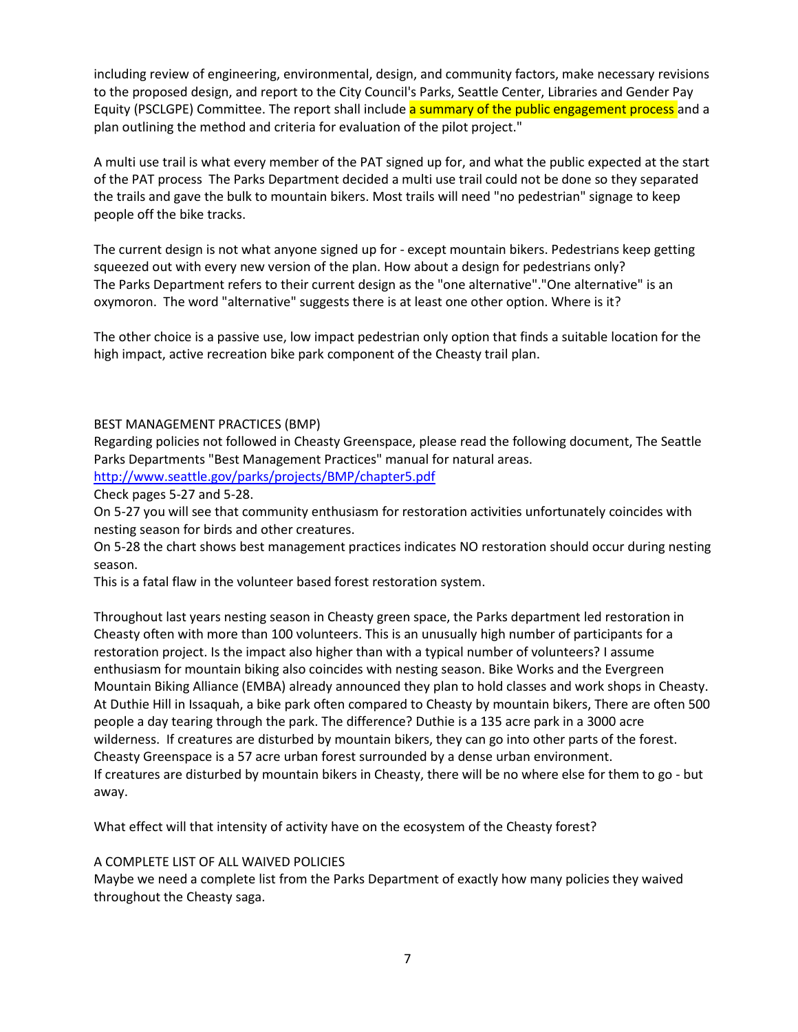including review of engineering, environmental, design, and community factors, make necessary revisions to the proposed design, and report to the City Council's Parks, Seattle Center, Libraries and Gender Pay Equity (PSCLGPE) Committee. The report shall include a summary of the public engagement process and a plan outlining the method and criteria for evaluation of the pilot project."

A multi use trail is what every member of the PAT signed up for, and what the public expected at the start of the PAT process The Parks Department decided a multi use trail could not be done so they separated the trails and gave the bulk to mountain bikers. Most trails will need "no pedestrian" signage to keep people off the bike tracks.

The current design is not what anyone signed up for - except mountain bikers. Pedestrians keep getting squeezed out with every new version of the plan. How about a design for pedestrians only?
The Parks Department refers to their current design as the "one alternative"."One alternative" is an oxymoron. The word "alternative" suggests there is at least one other option. Where is it?

The other choice is a passive use, low impact pedestrian only option that finds a suitable location for the high impact, active recreation bike park component of the Cheasty trail plan.

BEST MANAGEMENT PRACTICES (BMP)

Regarding policies not followed in Cheasty Greenspace, please read the following document, The Seattle Parks Departments "Best Management Practices" manual for natural areas.
http://www.seattle.gov/parks/projects/BMP/chapter5.pdf
Check pages 5-27 and 5-28.
On 5-27 you will see that community enthusiasm for restoration activities unfortunately coincides with nesting season for birds and other creatures.
On 5-28 the chart shows best management practices indicates NO restoration should occur during nesting season.
This is a fatal flaw in the volunteer based forest restoration system.

Throughout last years nesting season in Cheasty green space, the Parks department led restoration in Cheasty often with more than 100 volunteers. This is an unusually high number of participants for a restoration project. Is the impact also higher than with a typical number of volunteers? I assume enthusiasm for mountain biking also coincides with nesting season. Bike Works and the Evergreen Mountain Biking Alliance (EMBA) already announced they plan to hold classes and work shops in Cheasty. At Duthie Hill in Issaquah, a bike park often compared to Cheasty by mountain bikers, There are often 500 people a day tearing through the park. The difference? Duthie is a 135 acre park in a 3000 acre wilderness. If creatures are disturbed by mountain bikers, they can go into other parts of the forest. Cheasty Greenspace is a 57 acre urban forest surrounded by a dense urban environment.
If creatures are disturbed by mountain bikers in Cheasty, there will be no where else for them to go - but away.

What effect will that intensity of activity have on the ecosystem of the Cheasty forest?

A COMPLETE LIST OF ALL WAIVED POLICIES

Maybe we need a complete list from the Parks Department of exactly how many policies they waived throughout the Cheasty saga.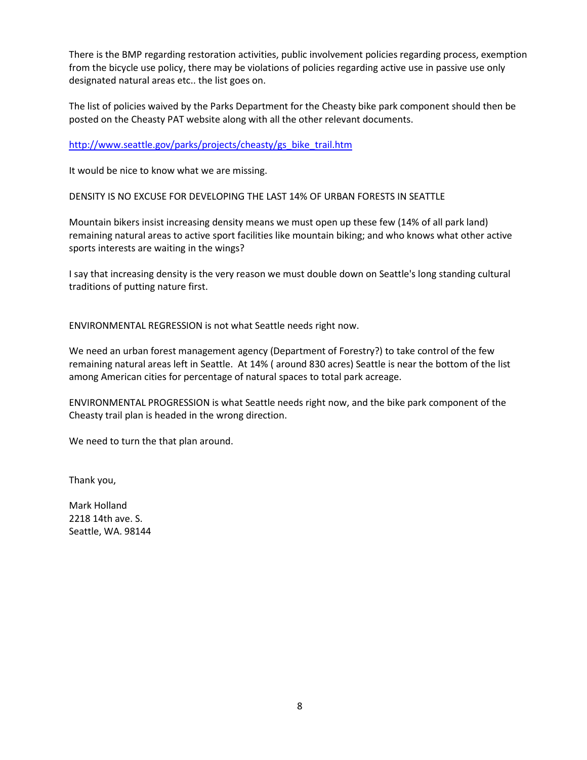There is the BMP regarding restoration activities, public involvement policies regarding process, exemption from the bicycle use policy, there may be violations of policies regarding active use in passive use only designated natural areas etc.. the list goes on.

The list of policies waived by the Parks Department for the Cheasty bike park component should then be posted on the Cheasty PAT website along with all the other relevant documents.

http://www.seattle.gov/parks/projects/cheasty/gs_bike_trail.htm

It would be nice to know what we are missing.

DENSITY IS NO EXCUSE FOR DEVELOPING THE LAST 14% OF URBAN FORESTS IN SEATTLE

Mountain bikers insist increasing density means we must open up these few (14% of all park land) remaining natural areas to active sport facilities like mountain biking; and who knows what other active sports interests are waiting in the wings?

I say that increasing density is the very reason we must double down on Seattle's long standing cultural traditions of putting nature first.

ENVIRONMENTAL REGRESSION is not what Seattle needs right now.

We need an urban forest management agency (Department of Forestry?) to take control of the few remaining natural areas left in Seattle. At 14% ( around 830 acres) Seattle is near the bottom of the list among American cities for percentage of natural spaces to total park acreage.

ENVIRONMENTAL PROGRESSION is what Seattle needs right now, and the bike park component of the Cheasty trail plan is headed in the wrong direction.

We need to turn the that plan around.

Thank you,

Mark Holland
2218 14th ave. S.
Seattle, WA. 98144